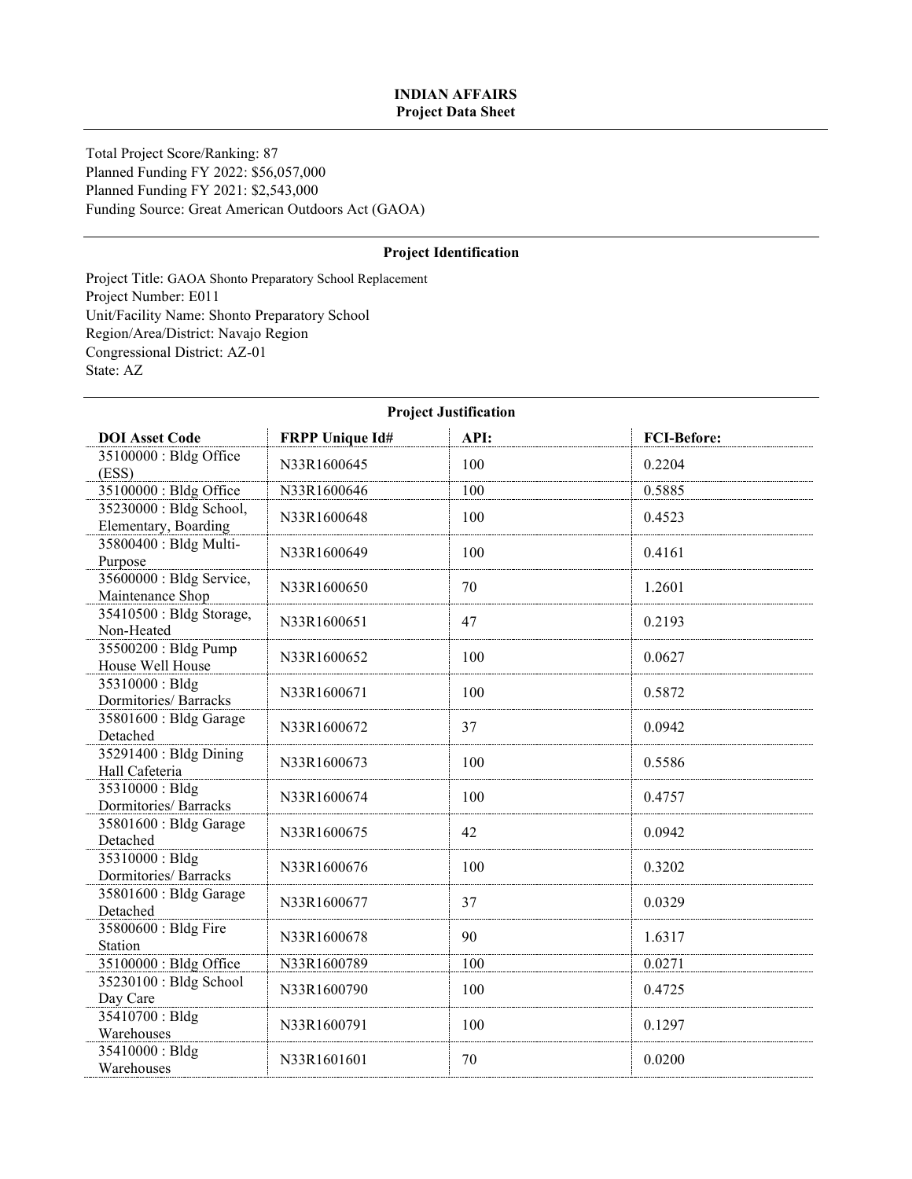# INDIAN AFFAIRS
## Project Data Sheet

Total Project Score/Ranking: 87
Planned Funding FY 2022: $56,057,000
Planned Funding FY 2021: $2,543,000
Funding Source: Great American Outdoors Act (GAOA)

### Project Identification

Project Title: GAOA Shonto Preparatory School Replacement
Project Number: E011
Unit/Facility Name: Shonto Preparatory School
Region/Area/District: Navajo Region
Congressional District: AZ-01
State: AZ

### Project Justification

| DOI Asset Code | FRPP Unique Id# | API: | FCI-Before: |
|---|---|---|---|
| 35100000 : Bldg Office (ESS) | N33R1600645 | 100 | 0.2204 |
| 35100000 : Bldg Office | N33R1600646 | 100 | 0.5885 |
| 35230000 : Bldg School, Elementary, Boarding | N33R1600648 | 100 | 0.4523 |
| 35800400 : Bldg Multi-Purpose | N33R1600649 | 100 | 0.4161 |
| 35600000 : Bldg Service, Maintenance Shop | N33R1600650 | 70 | 1.2601 |
| 35410500 : Bldg Storage, Non-Heated | N33R1600651 | 47 | 0.2193 |
| 35500200 : Bldg Pump House Well House | N33R1600652 | 100 | 0.0627 |
| 35310000 : Bldg Dormitories/ Barracks | N33R1600671 | 100 | 0.5872 |
| 35801600 : Bldg Garage Detached | N33R1600672 | 37 | 0.0942 |
| 35291400 : Bldg Dining Hall Cafeteria | N33R1600673 | 100 | 0.5586 |
| 35310000 : Bldg Dormitories/ Barracks | N33R1600674 | 100 | 0.4757 |
| 35801600 : Bldg Garage Detached | N33R1600675 | 42 | 0.0942 |
| 35310000 : Bldg Dormitories/ Barracks | N33R1600676 | 100 | 0.3202 |
| 35801600 : Bldg Garage Detached | N33R1600677 | 37 | 0.0329 |
| 35800600 : Bldg Fire Station | N33R1600678 | 90 | 1.6317 |
| 35100000 : Bldg Office | N33R1600789 | 100 | 0.0271 |
| 35230100 : Bldg School Day Care | N33R1600790 | 100 | 0.4725 |
| 35410700 : Bldg Warehouses | N33R1600791 | 100 | 0.1297 |
| 35410000 : Bldg Warehouses | N33R1601601 | 70 | 0.0200 |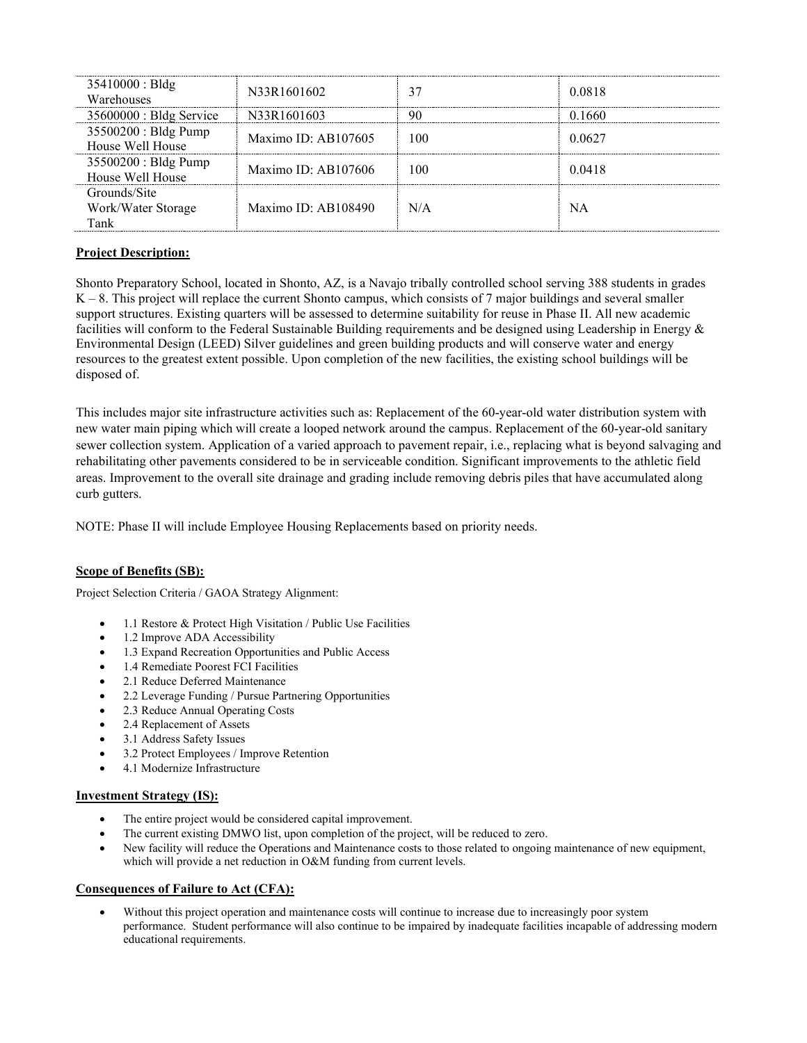| | | | |
|---|---|---|---|
| 35410000 : Bldg Warehouses | N33R1601602 | 37 | 0.0818 |
| 35600000 : Bldg Service | N33R1601603 | 90 | 0.1660 |
| 35500200 : Bldg Pump House Well House | Maximo ID: AB107605 | 100 | 0.0627 |
| 35500200 : Bldg Pump House Well House | Maximo ID: AB107606 | 100 | 0.0418 |
| Grounds/Site Work/Water Storage Tank | Maximo ID: AB108490 | N/A | NA |

**Project Description:**

Shonto Preparatory School, located in Shonto, AZ, is a Navajo tribally controlled school serving 388 students in grades K – 8. This project will replace the current Shonto campus, which consists of 7 major buildings and several smaller support structures. Existing quarters will be assessed to determine suitability for reuse in Phase II. All new academic facilities will conform to the Federal Sustainable Building requirements and be designed using Leadership in Energy & Environmental Design (LEED) Silver guidelines and green building products and will conserve water and energy resources to the greatest extent possible. Upon completion of the new facilities, the existing school buildings will be disposed of.

This includes major site infrastructure activities such as: Replacement of the 60-year-old water distribution system with new water main piping which will create a looped network around the campus. Replacement of the 60-year-old sanitary sewer collection system. Application of a varied approach to pavement repair, i.e., replacing what is beyond salvaging and rehabilitating other pavements considered to be in serviceable condition. Significant improvements to the athletic field areas. Improvement to the overall site drainage and grading include removing debris piles that have accumulated along curb gutters.

NOTE: Phase II will include Employee Housing Replacements based on priority needs.

**Scope of Benefits (SB):**

Project Selection Criteria / GAOA Strategy Alignment:

- 1.1 Restore & Protect High Visitation / Public Use Facilities
- 1.2 Improve ADA Accessibility
- 1.3 Expand Recreation Opportunities and Public Access
- 1.4 Remediate Poorest FCI Facilities
- 2.1 Reduce Deferred Maintenance
- 2.2 Leverage Funding / Pursue Partnering Opportunities
- 2.3 Reduce Annual Operating Costs
- 2.4 Replacement of Assets
- 3.1 Address Safety Issues
- 3.2 Protect Employees / Improve Retention
- 4.1 Modernize Infrastructure

**Investment Strategy (IS):**

- The entire project would be considered capital improvement.
- The current existing DMWO list, upon completion of the project, will be reduced to zero.
- New facility will reduce the Operations and Maintenance costs to those related to ongoing maintenance of new equipment, which will provide a net reduction in O&M funding from current levels.

**Consequences of Failure to Act (CFA):**

- Without this project operation and maintenance costs will continue to increase due to increasingly poor system performance. Student performance will also continue to be impaired by inadequate facilities incapable of addressing modern educational requirements.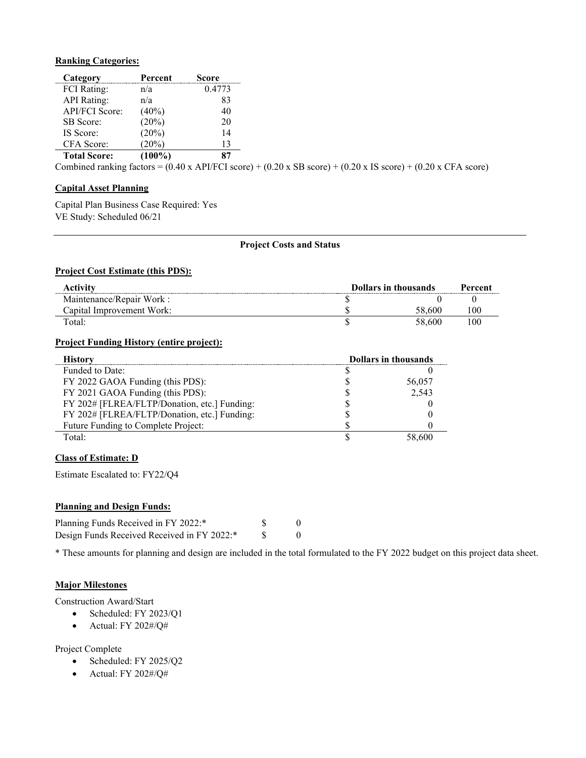**Ranking Categories:**

| Category | Percent | Score |
|---|---|---|
| FCI Rating: | n/a | 0.4773 |
| API Rating: | n/a | 83 |
| API/FCI Score: | (40%) | 40 |
| SB Score: | (20%) | 20 |
| IS Score: | (20%) | 14 |
| CFA Score: | (20%) | 13 |
| **Total Score:** | **(100%)** | **87** |

Combined ranking factors = (0.40 x API/FCI score) + (0.20 x SB score) + (0.20 x IS score) + (0.20 x CFA score)

**Capital Asset Planning**

Capital Plan Business Case Required: Yes
VE Study: Scheduled 06/21

---

**Project Costs and Status**

**Project Cost Estimate (this PDS):**

| Activity | Dollars in thousands | | Percent |
|---|---|---|---|
| Maintenance/Repair Work : | $ | 0 | 0 |
| Capital Improvement Work: | $ | 58,600 | 100 |
| Total: | $ | 58,600 | 100 |

**Project Funding History (entire project):**

| History | Dollars in thousands | |
|---|---|---|
| Funded to Date: | $ | 0 |
| FY 2022 GAOA Funding (this PDS): | $ | 56,057 |
| FY 2021 GAOA Funding (this PDS): | $ | 2,543 |
| FY 202# [FLREA/FLTP/Donation, etc.] Funding: | $ | 0 |
| FY 202# [FLREA/FLTP/Donation, etc.] Funding: | $ | 0 |
| Future Funding to Complete Project: | $ | 0 |
| Total: | $ | 58,600 |

**Class of Estimate: D**

Estimate Escalated to: FY22/Q4

**Planning and Design Funds:**

| | | |
|---|---|---|
| Planning Funds Received in FY 2022:* | $ | 0 |
| Design Funds Received Received in FY 2022:* | $ | 0 |

* These amounts for planning and design are included in the total formulated to the FY 2022 budget on this project data sheet.

**Major Milestones**

Construction Award/Start

- Scheduled: FY 2023/Q1
- Actual: FY 202#/Q#

Project Complete

- Scheduled: FY 2025/Q2
- Actual: FY 202#/Q#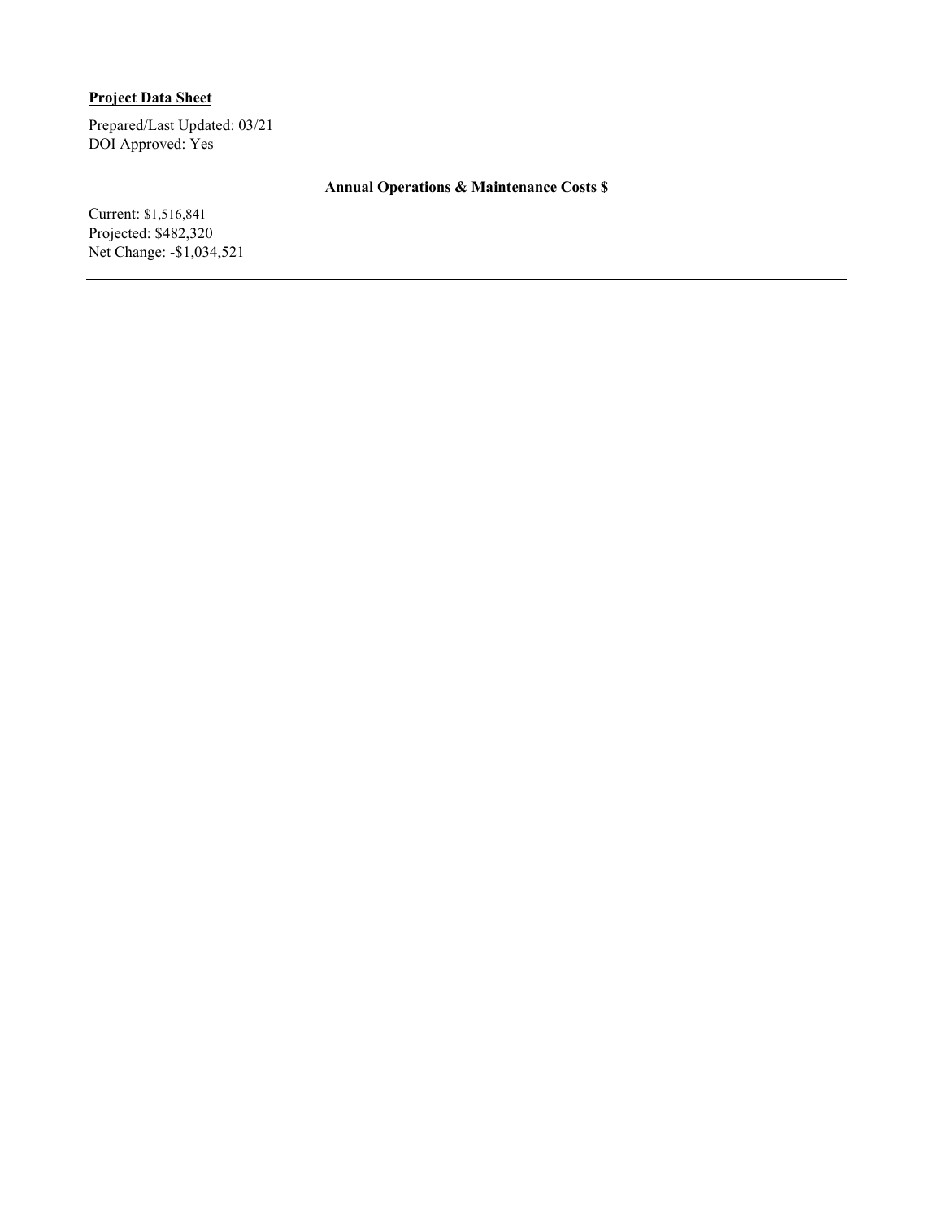**Project Data Sheet**

Prepared/Last Updated: 03/21
DOI Approved: Yes

---

**Annual Operations & Maintenance Costs $**

Current: $1,516,841
Projected: $482,320
Net Change: -$1,034,521

---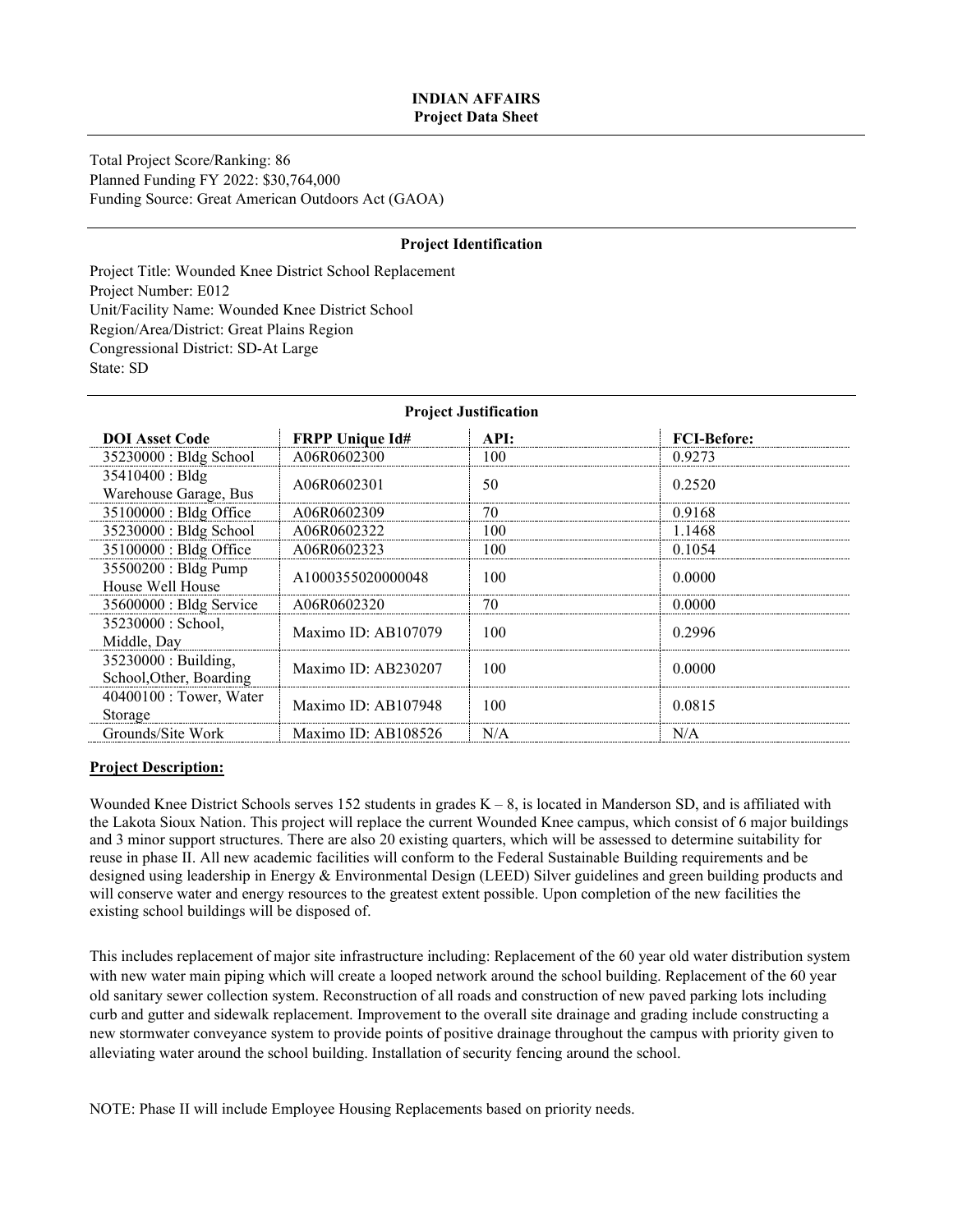**INDIAN AFFAIRS**
**Project Data Sheet**

Total Project Score/Ranking: 86
Planned Funding FY 2022: $30,764,000
Funding Source: Great American Outdoors Act (GAOA)

## Project Identification

Project Title: Wounded Knee District School Replacement
Project Number: E012
Unit/Facility Name: Wounded Knee District School
Region/Area/District: Great Plains Region
Congressional District: SD-At Large
State: SD

## Project Justification

| DOI Asset Code | FRPP Unique Id# | API: | FCI-Before: |
|---|---|---|---|
| 35230000 : Bldg School | A06R0602300 | 100 | 0.9273 |
| 35410400 : Bldg Warehouse Garage, Bus | A06R0602301 | 50 | 0.2520 |
| 35100000 : Bldg Office | A06R0602309 | 70 | 0.9168 |
| 35230000 : Bldg School | A06R0602322 | 100 | 1.1468 |
| 35100000 : Bldg Office | A06R0602323 | 100 | 0.1054 |
| 35500200 : Bldg Pump House Well House | A1000355020000048 | 100 | 0.0000 |
| 35600000 : Bldg Service | A06R0602320 | 70 | 0.0000 |
| 35230000 : School, Middle, Day | Maximo ID: AB107079 | 100 | 0.2996 |
| 35230000 : Building, School,Other, Boarding | Maximo ID: AB230207 | 100 | 0.0000 |
| 40400100 : Tower, Water Storage | Maximo ID: AB107948 | 100 | 0.0815 |
| Grounds/Site Work | Maximo ID: AB108526 | N/A | N/A |

**Project Description:**

Wounded Knee District Schools serves 152 students in grades K – 8, is located in Manderson SD, and is affiliated with the Lakota Sioux Nation. This project will replace the current Wounded Knee campus, which consist of 6 major buildings and 3 minor support structures. There are also 20 existing quarters, which will be assessed to determine suitability for reuse in phase II. All new academic facilities will conform to the Federal Sustainable Building requirements and be designed using leadership in Energy & Environmental Design (LEED) Silver guidelines and green building products and will conserve water and energy resources to the greatest extent possible. Upon completion of the new facilities the existing school buildings will be disposed of.

This includes replacement of major site infrastructure including: Replacement of the 60 year old water distribution system with new water main piping which will create a looped network around the school building. Replacement of the 60 year old sanitary sewer collection system. Reconstruction of all roads and construction of new paved parking lots including curb and gutter and sidewalk replacement. Improvement to the overall site drainage and grading include constructing a new stormwater conveyance system to provide points of positive drainage throughout the campus with priority given to alleviating water around the school building. Installation of security fencing around the school.

NOTE: Phase II will include Employee Housing Replacements based on priority needs.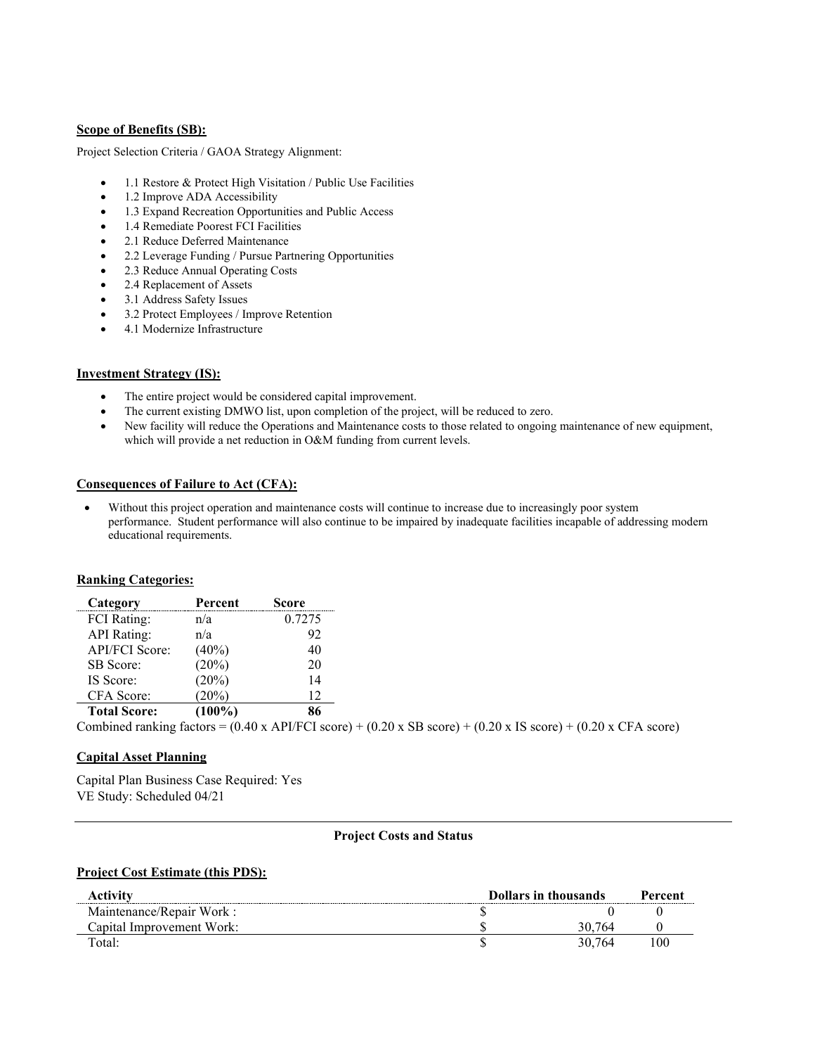**Scope of Benefits (SB):**

Project Selection Criteria / GAOA Strategy Alignment:

- 1.1 Restore & Protect High Visitation / Public Use Facilities
- 1.2 Improve ADA Accessibility
- 1.3 Expand Recreation Opportunities and Public Access
- 1.4 Remediate Poorest FCI Facilities
- 2.1 Reduce Deferred Maintenance
- 2.2 Leverage Funding / Pursue Partnering Opportunities
- 2.3 Reduce Annual Operating Costs
- 2.4 Replacement of Assets
- 3.1 Address Safety Issues
- 3.2 Protect Employees / Improve Retention
- 4.1 Modernize Infrastructure

**Investment Strategy (IS):**

- The entire project would be considered capital improvement.
- The current existing DMWO list, upon completion of the project, will be reduced to zero.
- New facility will reduce the Operations and Maintenance costs to those related to ongoing maintenance of new equipment, which will provide a net reduction in O&M funding from current levels.

**Consequences of Failure to Act (CFA):**

- Without this project operation and maintenance costs will continue to increase due to increasingly poor system performance. Student performance will also continue to be impaired by inadequate facilities incapable of addressing modern educational requirements.

**Ranking Categories:**

| Category | Percent | Score |
|---|---|---|
| FCI Rating: | n/a | 0.7275 |
| API Rating: | n/a | 92 |
| API/FCI Score: | (40%) | 40 |
| SB Score: | (20%) | 20 |
| IS Score: | (20%) | 14 |
| CFA Score: | (20%) | 12 |
| **Total Score:** | **(100%)** | **86** |

Combined ranking factors = (0.40 x API/FCI score) + (0.20 x SB score) + (0.20 x IS score) + (0.20 x CFA score)

**Capital Asset Planning**

Capital Plan Business Case Required: Yes
VE Study: Scheduled 04/21

**Project Costs and Status**

**Project Cost Estimate (this PDS):**

| Activity | Dollars in thousands | Percent |
|---|---|---|
| Maintenance/Repair Work : | $ 0 | 0 |
| Capital Improvement Work: | $ 30,764 | 0 |
| Total: | $ 30,764 | 100 |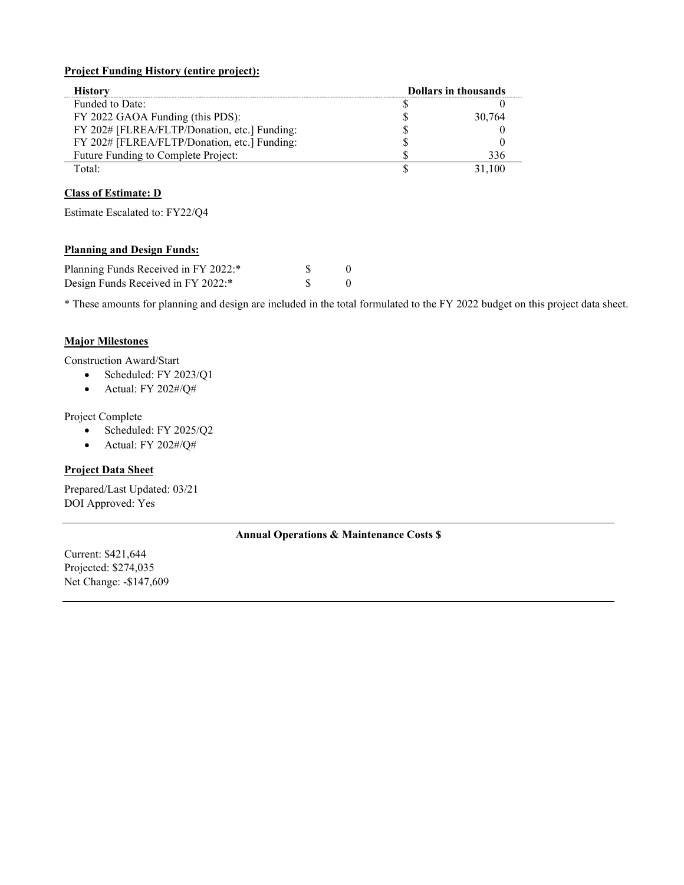**Project Funding History (entire project):**

| History | Dollars in thousands |
|---|---|
| Funded to Date: | $ 0 |
| FY 2022 GAOA Funding (this PDS): | $ 30,764 |
| FY 202# [FLREA/FLTP/Donation, etc.] Funding: | $ 0 |
| FY 202# [FLREA/FLTP/Donation, etc.] Funding: | $ 0 |
| Future Funding to Complete Project: | $ 336 |
| Total: | $ 31,100 |

**Class of Estimate: D**

Estimate Escalated to: FY22/Q4

**Planning and Design Funds:**

Planning Funds Received in FY 2022:* $ 0
Design Funds Received in FY 2022:* $ 0

* These amounts for planning and design are included in the total formulated to the FY 2022 budget on this project data sheet.

**Major Milestones**

Construction Award/Start

- Scheduled: FY 2023/Q1
- Actual: FY 202#/Q#

Project Complete

- Scheduled: FY 2025/Q2
- Actual: FY 202#/Q#

**Project Data Sheet**

Prepared/Last Updated: 03/21
DOI Approved: Yes

**Annual Operations & Maintenance Costs $**

Current: $421,644
Projected: $274,035
Net Change: -$147,609